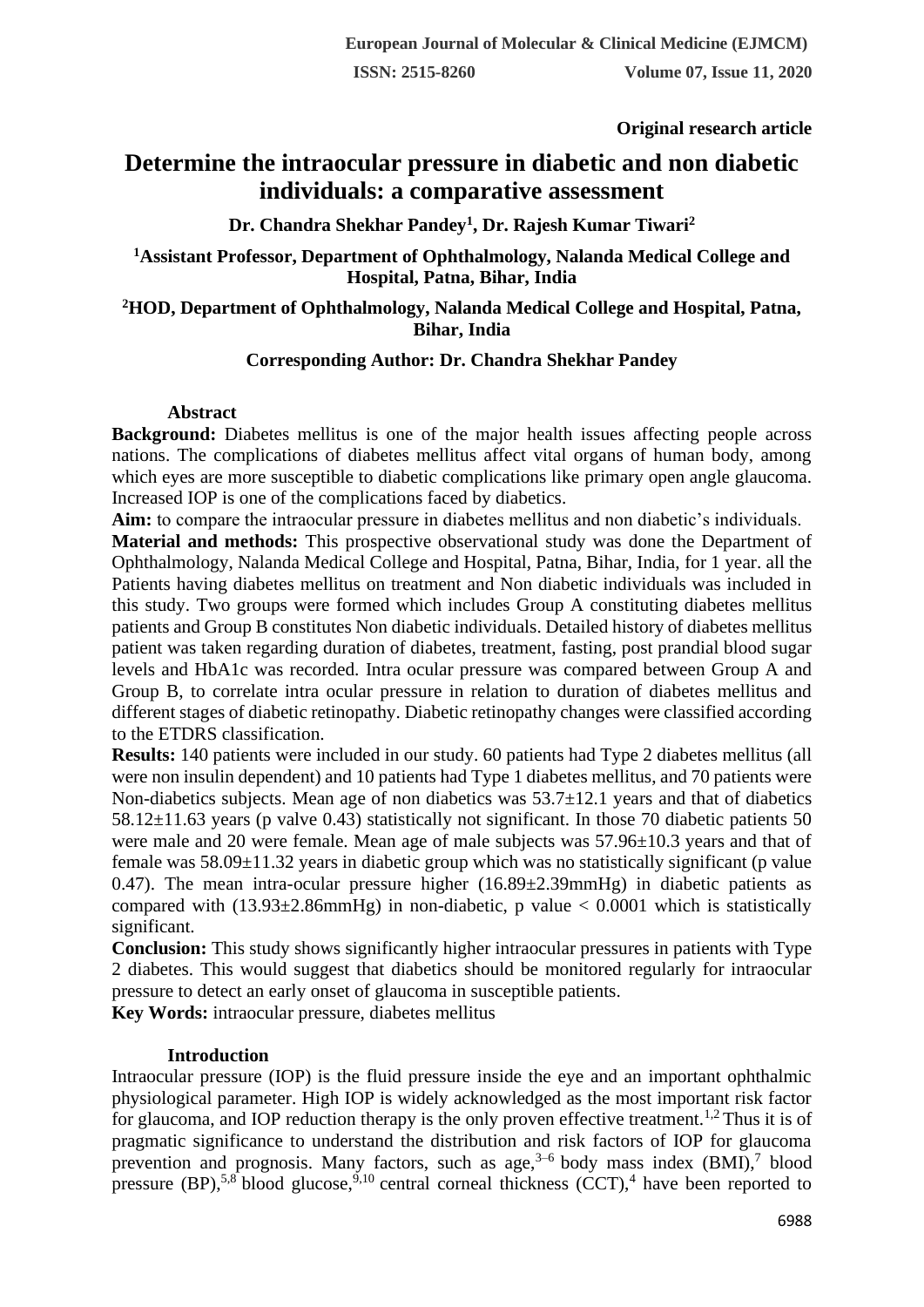Original research article

# Determine the intraocular pressure in diabetic and non diabetic individuals: a comparative assessment

**Dr. Chandra Shekhar Pandey[1], Dr. Rajesh Kumar Tiwari[2]**

**[1]Assistant Professor, Department of Ophthalmology, Nalanda Medical College and Hospital, Patna, Bihar, India**

**[2]HOD, Department of Ophthalmology, Nalanda Medical College and Hospital, Patna, Bihar, India**

**Corresponding Author: Dr. Chandra Shekhar Pandey**

## Abstract

**Background:** Diabetes mellitus is one of the major health issues affecting people across nations. The complications of diabetes mellitus affect vital organs of human body, among which eyes are more susceptible to diabetic complications like primary open angle glaucoma. Increased IOP is one of the complications faced by diabetics.

**Aim:** to compare the intraocular pressure in diabetes mellitus and non diabetic's individuals.

**Material and methods:** This prospective observational study was done the Department of Ophthalmology, Nalanda Medical College and Hospital, Patna, Bihar, India, for 1 year. all the Patients having diabetes mellitus on treatment and Non diabetic individuals was included in this study. Two groups were formed which includes Group A constituting diabetes mellitus patients and Group B constitutes Non diabetic individuals. Detailed history of diabetes mellitus patient was taken regarding duration of diabetes, treatment, fasting, post prandial blood sugar levels and HbA1c was recorded. Intra ocular pressure was compared between Group A and Group B, to correlate intra ocular pressure in relation to duration of diabetes mellitus and different stages of diabetic retinopathy. Diabetic retinopathy changes were classified according to the ETDRS classification.

**Results:** 140 patients were included in our study. 60 patients had Type 2 diabetes mellitus (all were non insulin dependent) and 10 patients had Type 1 diabetes mellitus, and 70 patients were Non-diabetics subjects. Mean age of non diabetics was 53.7±12.1 years and that of diabetics 58.12±11.63 years (p valve 0.43) statistically not significant. In those 70 diabetic patients 50 were male and 20 were female. Mean age of male subjects was 57.96±10.3 years and that of female was 58.09±11.32 years in diabetic group which was no statistically significant (p value 0.47). The mean intra-ocular pressure higher (16.89±2.39mmHg) in diabetic patients as compared with (13.93±2.86mmHg) in non-diabetic, p value $< 0.0001$ which is statistically significant.

**Conclusion:** This study shows significantly higher intraocular pressures in patients with Type 2 diabetes. This would suggest that diabetics should be monitored regularly for intraocular pressure to detect an early onset of glaucoma in susceptible patients.

**Key Words:** intraocular pressure, diabetes mellitus

## Introduction

Intraocular pressure (IOP) is the fluid pressure inside the eye and an important ophthalmic physiological parameter. High IOP is widely acknowledged as the most important risk factor for glaucoma, and IOP reduction therapy is the only proven effective treatment.[1,2] Thus it is of pragmatic significance to understand the distribution and risk factors of IOP for glaucoma prevention and prognosis. Many factors, such as age,[3–6] body mass index (BMI),[7] blood pressure (BP),[5,8] blood glucose,[9,10] central corneal thickness (CCT),[4] have been reported to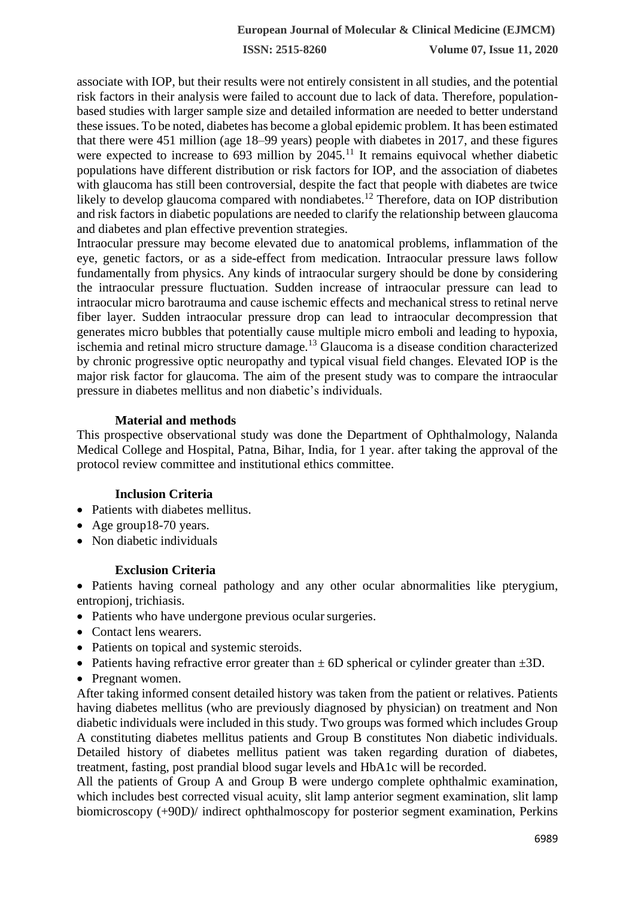associate with IOP, but their results were not entirely consistent in all studies, and the potential risk factors in their analysis were failed to account due to lack of data. Therefore, population-based studies with larger sample size and detailed information are needed to better understand these issues. To be noted, diabetes has become a global epidemic problem. It has been estimated that there were 451 million (age 18–99 years) people with diabetes in 2017, and these figures were expected to increase to 693 million by 2045.[11] It remains equivocal whether diabetic populations have different distribution or risk factors for IOP, and the association of diabetes with glaucoma has still been controversial, despite the fact that people with diabetes are twice likely to develop glaucoma compared with nondiabetes.[12] Therefore, data on IOP distribution and risk factors in diabetic populations are needed to clarify the relationship between glaucoma and diabetes and plan effective prevention strategies.

Intraocular pressure may become elevated due to anatomical problems, inflammation of the eye, genetic factors, or as a side-effect from medication. Intraocular pressure laws follow fundamentally from physics. Any kinds of intraocular surgery should be done by considering the intraocular pressure fluctuation. Sudden increase of intraocular pressure can lead to intraocular micro barotrauma and cause ischemic effects and mechanical stress to retinal nerve fiber layer. Sudden intraocular pressure drop can lead to intraocular decompression that generates micro bubbles that potentially cause multiple micro emboli and leading to hypoxia, ischemia and retinal micro structure damage.[13] Glaucoma is a disease condition characterized by chronic progressive optic neuropathy and typical visual field changes. Elevated IOP is the major risk factor for glaucoma. The aim of the present study was to compare the intraocular pressure in diabetes mellitus and non diabetic's individuals.

## Material and methods

This prospective observational study was done the Department of Ophthalmology, Nalanda Medical College and Hospital, Patna, Bihar, India, for 1 year. after taking the approval of the protocol review committee and institutional ethics committee.

### Inclusion Criteria

- Patients with diabetes mellitus.
- Age group18-70 years.
- Non diabetic individuals

### Exclusion Criteria

- Patients having corneal pathology and any other ocular abnormalities like pterygium, entropionj, trichiasis.
- Patients who have undergone previous ocular surgeries.
- Contact lens wearers.
- Patients on topical and systemic steroids.
- Patients having refractive error greater than ± 6D spherical or cylinder greater than ±3D.
- Pregnant women.

After taking informed consent detailed history was taken from the patient or relatives. Patients having diabetes mellitus (who are previously diagnosed by physician) on treatment and Non diabetic individuals were included in this study. Two groups was formed which includes Group A constituting diabetes mellitus patients and Group B constitutes Non diabetic individuals. Detailed history of diabetes mellitus patient was taken regarding duration of diabetes, treatment, fasting, post prandial blood sugar levels and HbA1c will be recorded.

All the patients of Group A and Group B were undergo complete ophthalmic examination, which includes best corrected visual acuity, slit lamp anterior segment examination, slit lamp biomicroscopy (+90D)/ indirect ophthalmoscopy for posterior segment examination, Perkins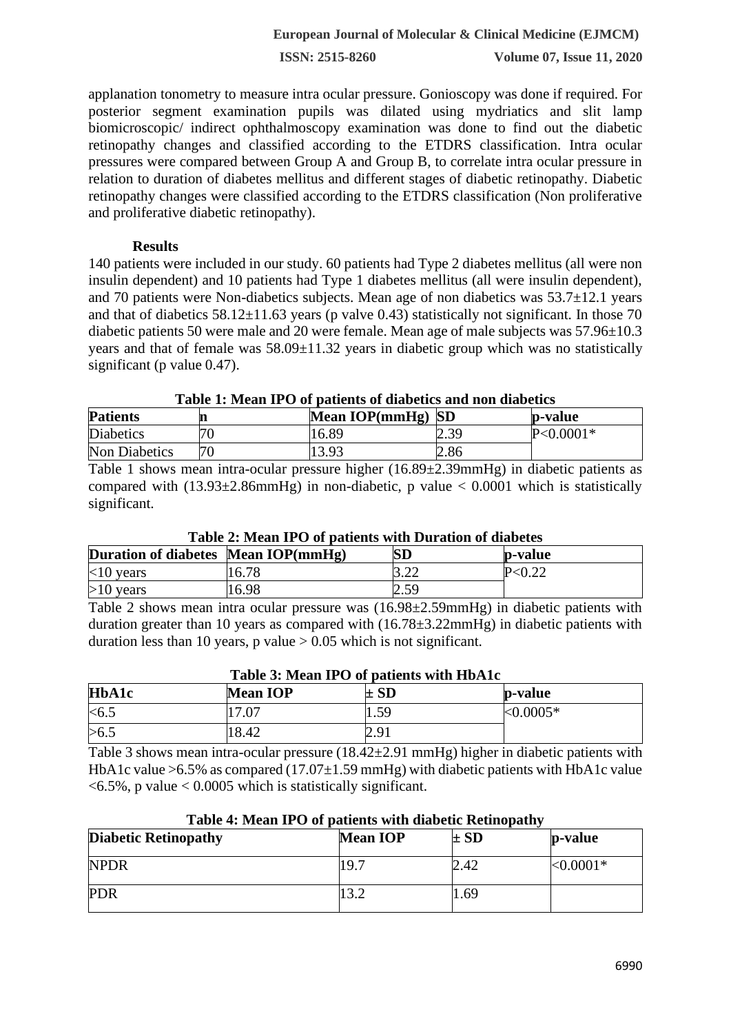applanation tonometry to measure intra ocular pressure. Gonioscopy was done if required. For posterior segment examination pupils was dilated using mydriatics and slit lamp biomicroscopic/ indirect ophthalmoscopy examination was done to find out the diabetic retinopathy changes and classified according to the ETDRS classification. Intra ocular pressures were compared between Group A and Group B, to correlate intra ocular pressure in relation to duration of diabetes mellitus and different stages of diabetic retinopathy. Diabetic retinopathy changes were classified according to the ETDRS classification (Non proliferative and proliferative diabetic retinopathy).

## Results

140 patients were included in our study. 60 patients had Type 2 diabetes mellitus (all were non insulin dependent) and 10 patients had Type 1 diabetes mellitus (all were insulin dependent), and 70 patients were Non-diabetics subjects. Mean age of non diabetics was 53.7±12.1 years and that of diabetics 58.12±11.63 years (p valve 0.43) statistically not significant. In those 70 diabetic patients 50 were male and 20 were female. Mean age of male subjects was 57.96±10.3 years and that of female was 58.09±11.32 years in diabetic group which was no statistically significant (p value 0.47).

**Table 1: Mean IPO of patients of diabetics and non diabetics**

| Patients | n | Mean IOP(mmHg) | SD | p-value |
|---|---|---|---|---|
| Diabetics | 70 | 16.89 | 2.39 | P<0.0001* |
| Non Diabetics | 70 | 13.93 | 2.86 | |

Table 1 shows mean intra-ocular pressure higher (16.89±2.39mmHg) in diabetic patients as compared with (13.93±2.86mmHg) in non-diabetic, p value < 0.0001 which is statistically significant.

**Table 2: Mean IPO of patients with Duration of diabetes**

| Duration of diabetes | Mean IOP(mmHg) | SD | p-value |
|---|---|---|---|
| <10 years | 16.78 | 3.22 | P<0.22 |
| >10 years | 16.98 | 2.59 | |

Table 2 shows mean intra ocular pressure was (16.98±2.59mmHg) in diabetic patients with duration greater than 10 years as compared with (16.78±3.22mmHg) in diabetic patients with duration less than 10 years, p value > 0.05 which is not significant.

**Table 3: Mean IPO of patients with HbA1c**

| HbA1c | Mean IOP | ± SD | p-value |
|---|---|---|---|
| <6.5 | 17.07 | 1.59 | <0.0005* |
| >6.5 | 18.42 | 2.91 | |

Table 3 shows mean intra-ocular pressure (18.42±2.91 mmHg) higher in diabetic patients with HbA1c value >6.5% as compared (17.07±1.59 mmHg) with diabetic patients with HbA1c value <6.5%, p value < 0.0005 which is statistically significant.

**Table 4: Mean IPO of patients with diabetic Retinopathy**

| Diabetic Retinopathy | Mean IOP | ± SD | p-value |
|---|---|---|---|
| NPDR | 19.7 | 2.42 | <0.0001* |
| PDR | 13.2 | 1.69 | |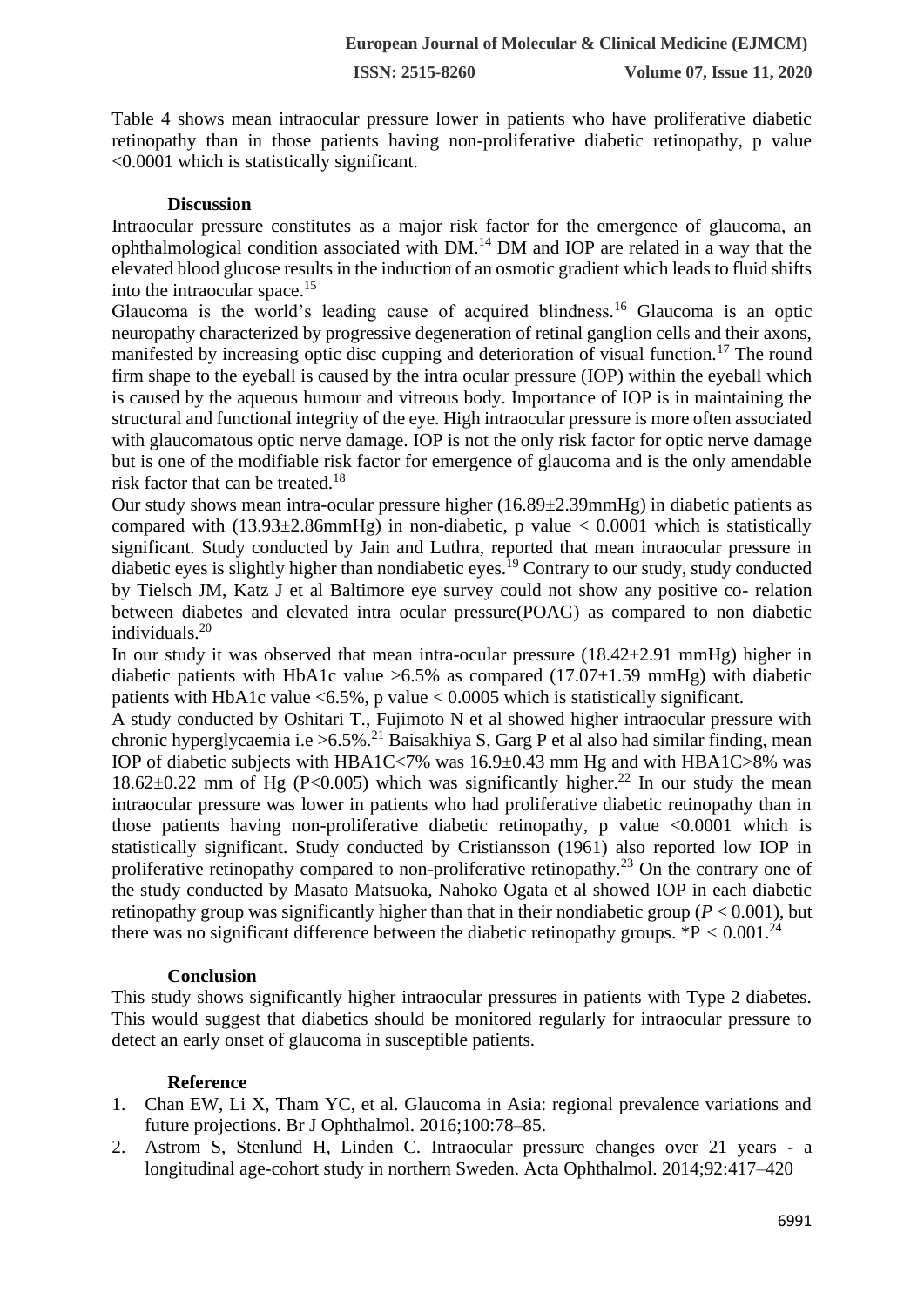Table 4 shows mean intraocular pressure lower in patients who have proliferative diabetic retinopathy than in those patients having non-proliferative diabetic retinopathy, p value <0.0001 which is statistically significant.

## Discussion

Intraocular pressure constitutes as a major risk factor for the emergence of glaucoma, an ophthalmological condition associated with DM.[14] DM and IOP are related in a way that the elevated blood glucose results in the induction of an osmotic gradient which leads to fluid shifts into the intraocular space.[15]

Glaucoma is the world's leading cause of acquired blindness.[16] Glaucoma is an optic neuropathy characterized by progressive degeneration of retinal ganglion cells and their axons, manifested by increasing optic disc cupping and deterioration of visual function.[17] The round firm shape to the eyeball is caused by the intra ocular pressure (IOP) within the eyeball which is caused by the aqueous humour and vitreous body. Importance of IOP is in maintaining the structural and functional integrity of the eye. High intraocular pressure is more often associated with glaucomatous optic nerve damage. IOP is not the only risk factor for optic nerve damage but is one of the modifiable risk factor for emergence of glaucoma and is the only amendable risk factor that can be treated.[18]

Our study shows mean intra-ocular pressure higher (16.89±2.39mmHg) in diabetic patients as compared with (13.93±2.86mmHg) in non-diabetic, p value < 0.0001 which is statistically significant. Study conducted by Jain and Luthra, reported that mean intraocular pressure in diabetic eyes is slightly higher than nondiabetic eyes.[19] Contrary to our study, study conducted by Tielsch JM, Katz J et al Baltimore eye survey could not show any positive co- relation between diabetes and elevated intra ocular pressure(POAG) as compared to non diabetic individuals.[20]

In our study it was observed that mean intra-ocular pressure (18.42±2.91 mmHg) higher in diabetic patients with HbA1c value >6.5% as compared (17.07±1.59 mmHg) with diabetic patients with HbA1c value <6.5%, p value < 0.0005 which is statistically significant.

A study conducted by Oshitari T., Fujimoto N et al showed higher intraocular pressure with chronic hyperglycaemia i.e >6.5%.[21] Baisakhiya S, Garg P et al also had similar finding, mean IOP of diabetic subjects with HBA1C<7% was 16.9±0.43 mm Hg and with HBA1C>8% was 18.62±0.22 mm of Hg (P<0.005) which was significantly higher.[22] In our study the mean intraocular pressure was lower in patients who had proliferative diabetic retinopathy than in those patients having non-proliferative diabetic retinopathy, p value <0.0001 which is statistically significant. Study conducted by Cristiansson (1961) also reported low IOP in proliferative retinopathy compared to non-proliferative retinopathy.[23] On the contrary one of the study conducted by Masato Matsuoka, Nahoko Ogata et al showed IOP in each diabetic retinopathy group was significantly higher than that in their nondiabetic group (*P* < 0.001), but there was no significant difference between the diabetic retinopathy groups. *P < 0.001.[24]

## Conclusion

This study shows significantly higher intraocular pressures in patients with Type 2 diabetes. This would suggest that diabetics should be monitored regularly for intraocular pressure to detect an early onset of glaucoma in susceptible patients.

## Reference

1. Chan EW, Li X, Tham YC, et al. Glaucoma in Asia: regional prevalence variations and future projections. Br J Ophthalmol. 2016;100:78–85.
2. Astrom S, Stenlund H, Linden C. Intraocular pressure changes over 21 years - a longitudinal age-cohort study in northern Sweden. Acta Ophthalmol. 2014;92:417–420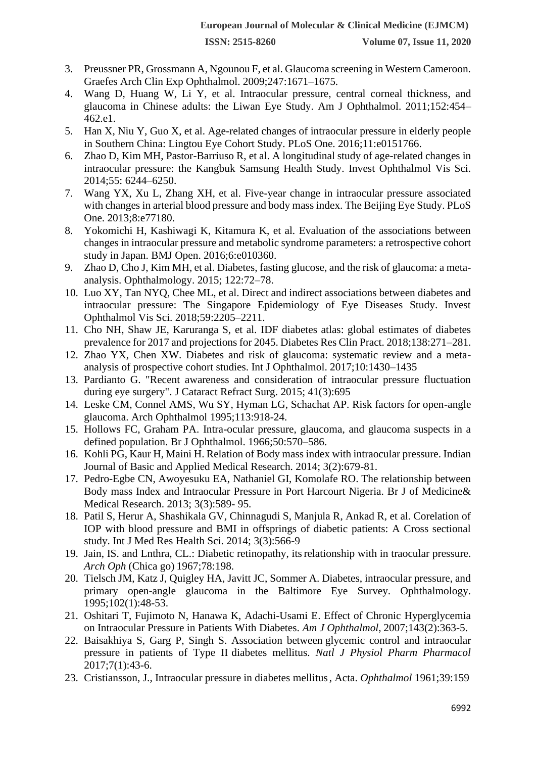3. Preussner PR, Grossmann A, Ngounou F, et al. Glaucoma screening in Western Cameroon. Graefes Arch Clin Exp Ophthalmol. 2009;247:1671–1675.
4. Wang D, Huang W, Li Y, et al. Intraocular pressure, central corneal thickness, and glaucoma in Chinese adults: the Liwan Eye Study. Am J Ophthalmol. 2011;152:454–462.e1.
5. Han X, Niu Y, Guo X, et al. Age-related changes of intraocular pressure in elderly people in Southern China: Lingtou Eye Cohort Study. PLoS One. 2016;11:e0151766.
6. Zhao D, Kim MH, Pastor-Barriuso R, et al. A longitudinal study of age-related changes in intraocular pressure: the Kangbuk Samsung Health Study. Invest Ophthalmol Vis Sci. 2014;55: 6244–6250.
7. Wang YX, Xu L, Zhang XH, et al. Five-year change in intraocular pressure associated with changes in arterial blood pressure and body mass index. The Beijing Eye Study. PLoS One. 2013;8:e77180.
8. Yokomichi H, Kashiwagi K, Kitamura K, et al. Evaluation of the associations between changes in intraocular pressure and metabolic syndrome parameters: a retrospective cohort study in Japan. BMJ Open. 2016;6:e010360.
9. Zhao D, Cho J, Kim MH, et al. Diabetes, fasting glucose, and the risk of glaucoma: a meta-analysis. Ophthalmology. 2015; 122:72–78.
10. Luo XY, Tan NYQ, Chee ML, et al. Direct and indirect associations between diabetes and intraocular pressure: The Singapore Epidemiology of Eye Diseases Study. Invest Ophthalmol Vis Sci. 2018;59:2205–2211.
11. Cho NH, Shaw JE, Karuranga S, et al. IDF diabetes atlas: global estimates of diabetes prevalence for 2017 and projections for 2045. Diabetes Res Clin Pract. 2018;138:271–281.
12. Zhao YX, Chen XW. Diabetes and risk of glaucoma: systematic review and a meta-analysis of prospective cohort studies. Int J Ophthalmol. 2017;10:1430–1435
13. Pardianto G. "Recent awareness and consideration of intraocular pressure fluctuation during eye surgery". J Cataract Refract Surg. 2015; 41(3):695
14. Leske CM, Connel AMS, Wu SY, Hyman LG, Schachat AP. Risk factors for open-angle glaucoma. Arch Ophthalmol 1995;113:918-24.
15. Hollows FC, Graham PA. Intra-ocular pressure, glaucoma, and glaucoma suspects in a defined population. Br J Ophthalmol. 1966;50:570–586.
16. Kohli PG, Kaur H, Maini H. Relation of Body mass index with intraocular pressure. Indian Journal of Basic and Applied Medical Research. 2014; 3(2):679-81.
17. Pedro-Egbe CN, Awoyesuku EA, Nathaniel GI, Komolafe RO. The relationship between Body mass Index and Intraocular Pressure in Port Harcourt Nigeria. Br J of Medicine& Medical Research. 2013; 3(3):589- 95.
18. Patil S, Herur A, Shashikala GV, Chinnagudi S, Manjula R, Ankad R, et al. Corelation of IOP with blood pressure and BMI in offsprings of diabetic patients: A Cross sectional study. Int J Med Res Health Sci. 2014; 3(3):566-9
19. Jain, IS. and Lnthra, CL.: Diabetic retinopathy, its relationship with in traocular pressure. *Arch Oph* (Chica go) 1967;78:198.
20. Tielsch JM, Katz J, Quigley HA, Javitt JC, Sommer A. Diabetes, intraocular pressure, and primary open-angle glaucoma in the Baltimore Eye Survey. Ophthalmology. 1995;102(1):48-53.
21. Oshitari T, Fujimoto N, Hanawa K, Adachi-Usami E. Effect of Chronic Hyperglycemia on Intraocular Pressure in Patients With Diabetes. *Am J Ophthalmol*, 2007;143(2):363-5.
22. Baisakhiya S, Garg P, Singh S. Association between glycemic control and intraocular pressure in patients of Type II diabetes mellitus. *Natl J Physiol Pharm Pharmacol* 2017;7(1):43-6.
23. Cristiansson, J., Intraocular pressure in diabetes mellitus, Acta. *Ophthalmol* 1961;39:159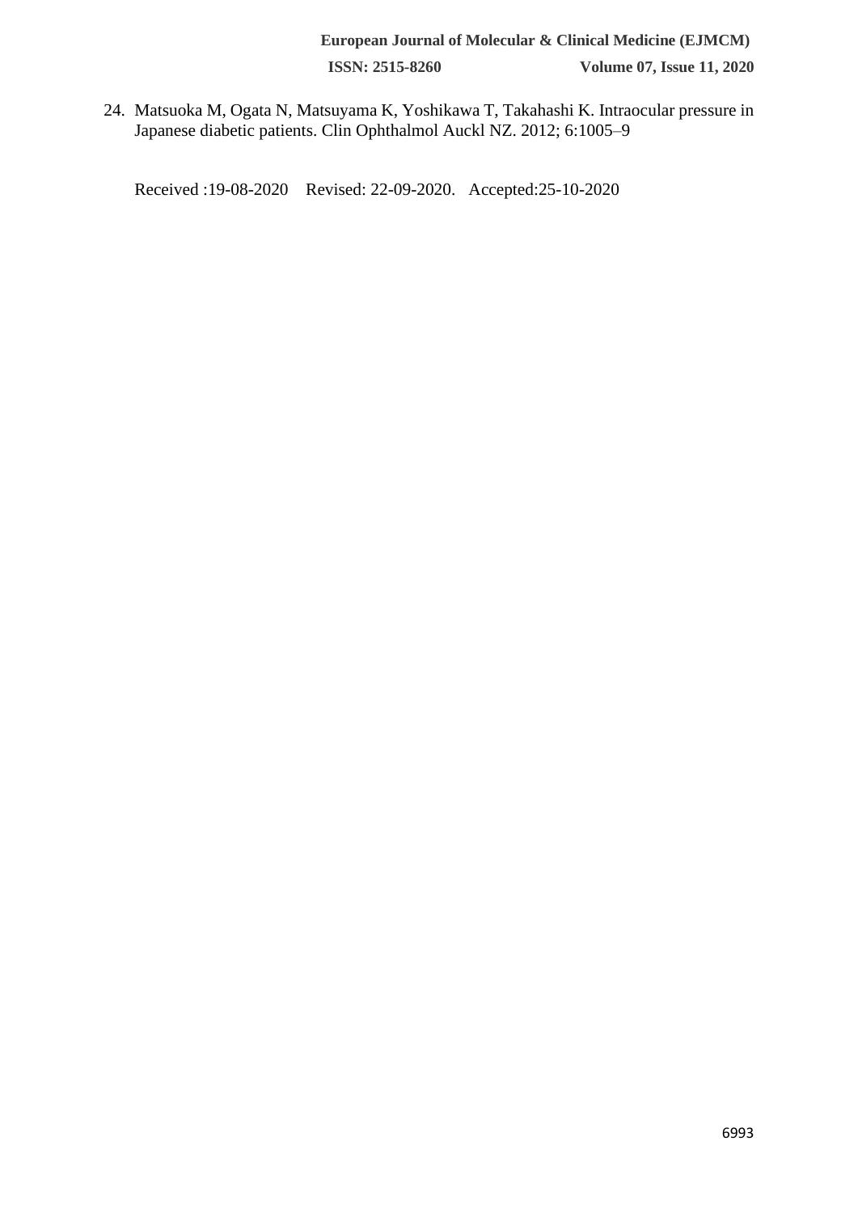24. Matsuoka M, Ogata N, Matsuyama K, Yoshikawa T, Takahashi K. Intraocular pressure in Japanese diabetic patients. Clin Ophthalmol Auckl NZ. 2012; 6:1005–9

Received :19-08-2020 Revised: 22-09-2020. Accepted:25-10-2020